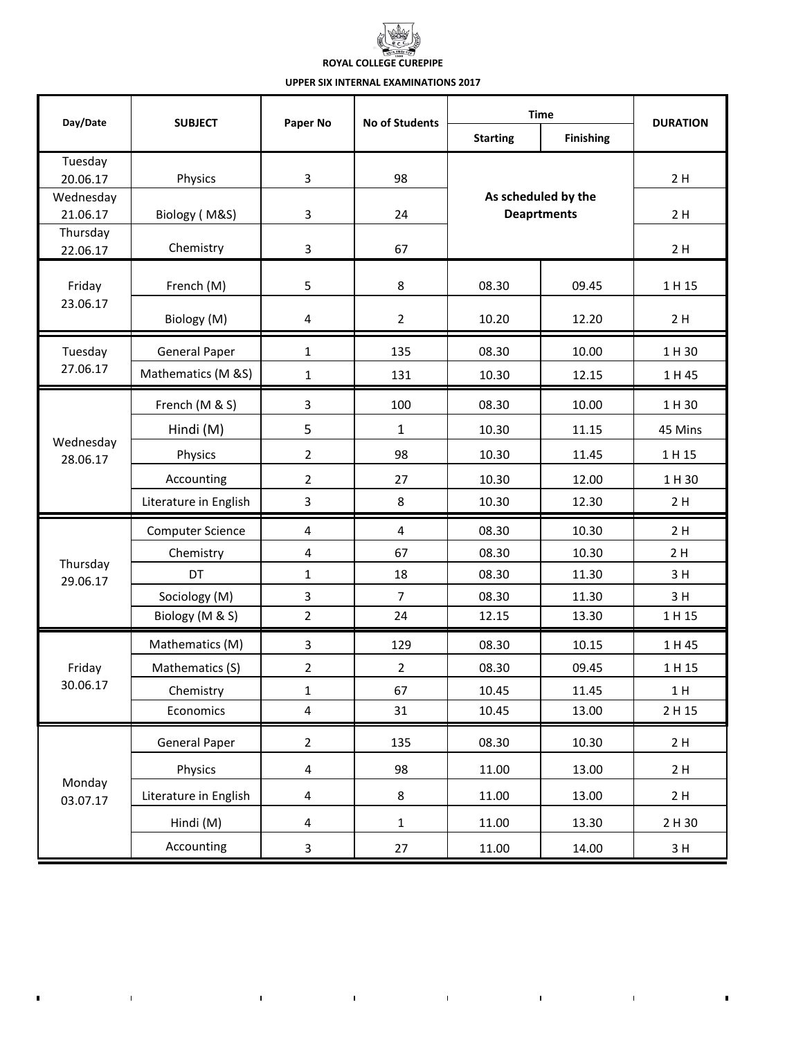# ROYAL COLLEGE CUREPIPE

## UPPER SIX INTERNAL EXAMINATIONS 2017

| Day/Date | SUBJECT | Paper No | No of Students | Time | | DURATION |
|---|---|---|---|---|---|---|
| | | | | Starting | Finishing | |
| Tuesday 20.06.17 | Physics | 3 | 98 | As scheduled by the Deaprtments | | 2 H |
| Wednesday 21.06.17 | Biology ( M&S) | 3 | 24 | | | 2 H |
| Thursday 22.06.17 | Chemistry | 3 | 67 | | | 2 H |
| Friday 23.06.17 | French (M) | 5 | 8 | 08.30 | 09.45 | 1 H 15 |
| | Biology (M) | 4 | 2 | 10.20 | 12.20 | 2 H |
| Tuesday 27.06.17 | General Paper | 1 | 135 | 08.30 | 10.00 | 1 H 30 |
| | Mathematics (M &S) | 1 | 131 | 10.30 | 12.15 | 1 H 45 |
| Wednesday 28.06.17 | French (M & S) | 3 | 100 | 08.30 | 10.00 | 1 H 30 |
| | Hindi (M) | 5 | 1 | 10.30 | 11.15 | 45 Mins |
| | Physics | 2 | 98 | 10.30 | 11.45 | 1 H 15 |
| | Accounting | 2 | 27 | 10.30 | 12.00 | 1 H 30 |
| | Literature in English | 3 | 8 | 10.30 | 12.30 | 2 H |
| Thursday 29.06.17 | Computer Science | 4 | 4 | 08.30 | 10.30 | 2 H |
| | Chemistry | 4 | 67 | 08.30 | 10.30 | 2 H |
| | DT | 1 | 18 | 08.30 | 11.30 | 3 H |
| | Sociology (M) | 3 | 7 | 08.30 | 11.30 | 3 H |
| | Biology (M & S) | 2 | 24 | 12.15 | 13.30 | 1 H 15 |
| Friday 30.06.17 | Mathematics (M) | 3 | 129 | 08.30 | 10.15 | 1 H 45 |
| | Mathematics (S) | 2 | 2 | 08.30 | 09.45 | 1 H 15 |
| | Chemistry | 1 | 67 | 10.45 | 11.45 | 1 H |
| | Economics | 4 | 31 | 10.45 | 13.00 | 2 H 15 |
| Monday 03.07.17 | General Paper | 2 | 135 | 08.30 | 10.30 | 2 H |
| | Physics | 4 | 98 | 11.00 | 13.00 | 2 H |
| | Literature in English | 4 | 8 | 11.00 | 13.00 | 2 H |
| | Hindi (M) | 4 | 1 | 11.00 | 13.30 | 2 H 30 |
| | Accounting | 3 | 27 | 11.00 | 14.00 | 3 H |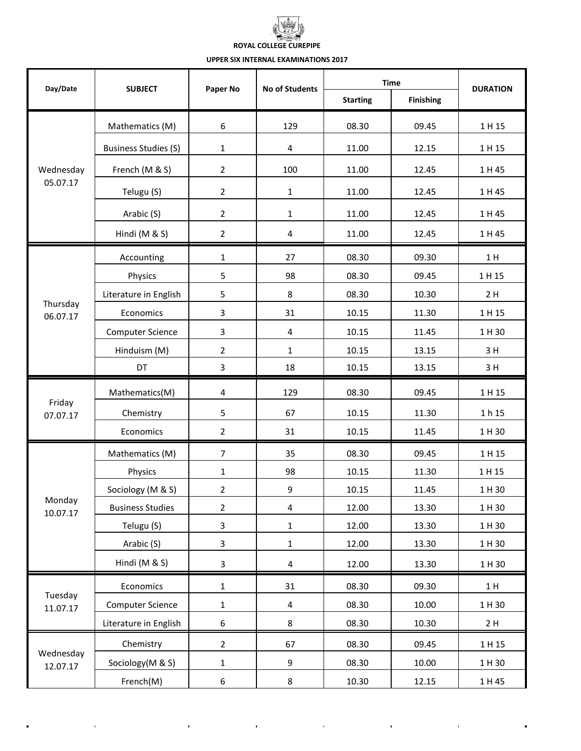**ROYAL COLLEGE CUREPIPE**

**UPPER SIX INTERNAL EXAMINATIONS 2017**

| Day/Date | SUBJECT | Paper No | No of Students | Time | | DURATION |
|---|---|---|---|---|---|---|
| | | | | Starting | Finishing | |
| Wednesday 05.07.17 | Mathematics (M) | 6 | 129 | 08.30 | 09.45 | 1 H 15 |
| | Business Studies (S) | 1 | 4 | 11.00 | 12.15 | 1 H 15 |
| | French (M & S) | 2 | 100 | 11.00 | 12.45 | 1 H 45 |
| | Telugu (S) | 2 | 1 | 11.00 | 12.45 | 1 H 45 |
| | Arabic (S) | 2 | 1 | 11.00 | 12.45 | 1 H 45 |
| | Hindi (M & S) | 2 | 4 | 11.00 | 12.45 | 1 H 45 |
| Thursday 06.07.17 | Accounting | 1 | 27 | 08.30 | 09.30 | 1 H |
| | Physics | 5 | 98 | 08.30 | 09.45 | 1 H 15 |
| | Literature in English | 5 | 8 | 08.30 | 10.30 | 2 H |
| | Economics | 3 | 31 | 10.15 | 11.30 | 1 H 15 |
| | Computer Science | 3 | 4 | 10.15 | 11.45 | 1 H 30 |
| | Hinduism (M) | 2 | 1 | 10.15 | 13.15 | 3 H |
| | DT | 3 | 18 | 10.15 | 13.15 | 3 H |
| Friday 07.07.17 | Mathematics(M) | 4 | 129 | 08.30 | 09.45 | 1 H 15 |
| | Chemistry | 5 | 67 | 10.15 | 11.30 | 1 h 15 |
| | Economics | 2 | 31 | 10.15 | 11.45 | 1 H 30 |
| Monday 10.07.17 | Mathematics (M) | 7 | 35 | 08.30 | 09.45 | 1 H 15 |
| | Physics | 1 | 98 | 10.15 | 11.30 | 1 H 15 |
| | Sociology (M & S) | 2 | 9 | 10.15 | 11.45 | 1 H 30 |
| | Business Studies | 2 | 4 | 12.00 | 13.30 | 1 H 30 |
| | Telugu (S) | 3 | 1 | 12.00 | 13.30 | 1 H 30 |
| | Arabic (S) | 3 | 1 | 12.00 | 13.30 | 1 H 30 |
| | Hindi (M & S) | 3 | 4 | 12.00 | 13.30 | 1 H 30 |
| Tuesday 11.07.17 | Economics | 1 | 31 | 08.30 | 09.30 | 1 H |
| | Computer Science | 1 | 4 | 08.30 | 10.00 | 1 H 30 |
| | Literature in English | 6 | 8 | 08.30 | 10.30 | 2 H |
| Wednesday 12.07.17 | Chemistry | 2 | 67 | 08.30 | 09.45 | 1 H 15 |
| | Sociology(M & S) | 1 | 9 | 08.30 | 10.00 | 1 H 30 |
| | French(M) | 6 | 8 | 10.30 | 12.15 | 1 H 45 |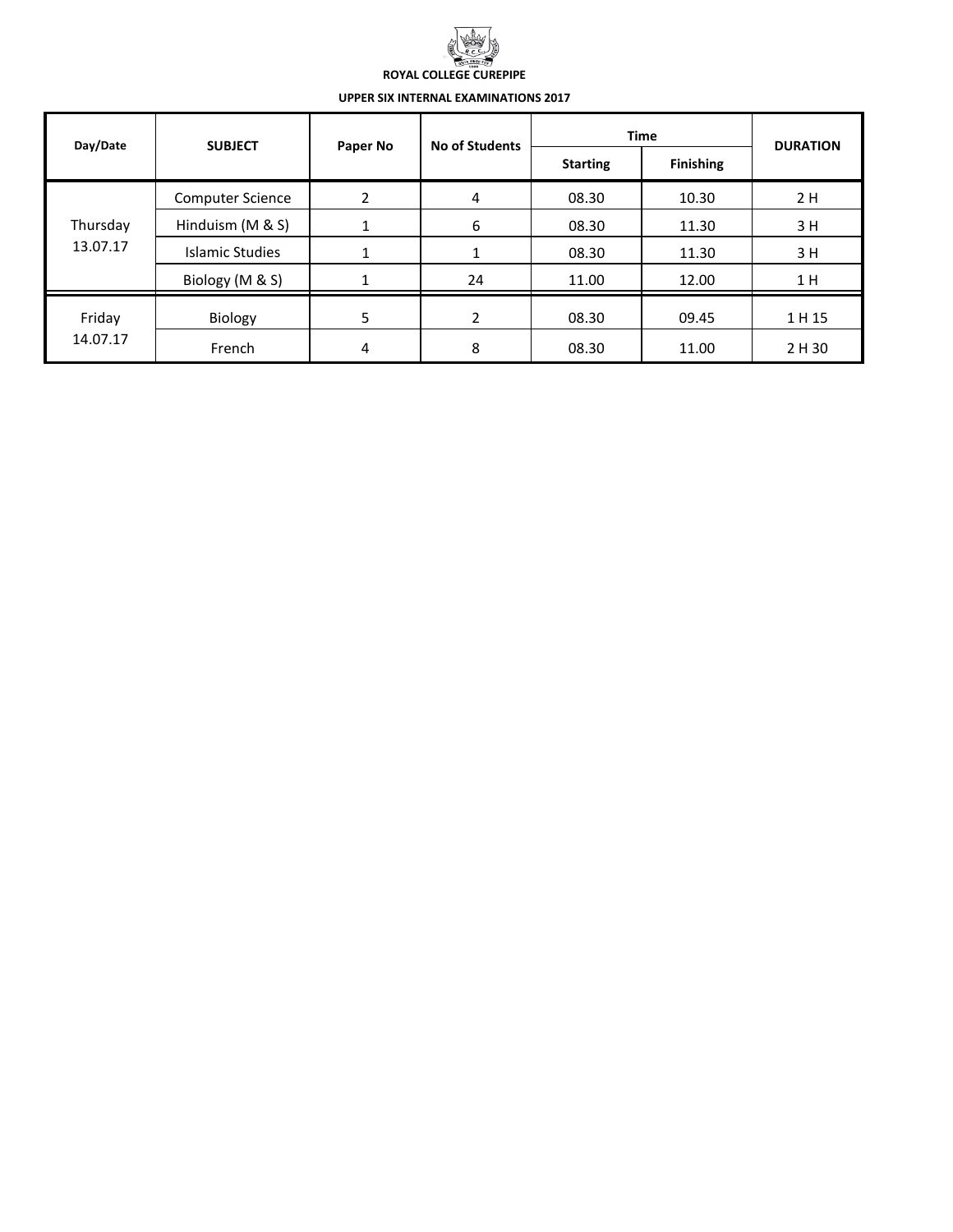ROYAL COLLEGE CUREPIPE

UPPER SIX INTERNAL EXAMINATIONS 2017

| Day/Date | SUBJECT | Paper No | No of Students | Time | | DURATION |
|---|---|---|---|---|---|---|
| | | | | Starting | Finishing | |
| Thursday 13.07.17 | Computer Science | 2 | 4 | 08.30 | 10.30 | 2 H |
| | Hinduism (M & S) | 1 | 6 | 08.30 | 11.30 | 3 H |
| | Islamic Studies | 1 | 1 | 08.30 | 11.30 | 3 H |
| | Biology (M & S) | 1 | 24 | 11.00 | 12.00 | 1 H |
| Friday 14.07.17 | Biology | 5 | 2 | 08.30 | 09.45 | 1 H 15 |
| | French | 4 | 8 | 08.30 | 11.00 | 2 H 30 |